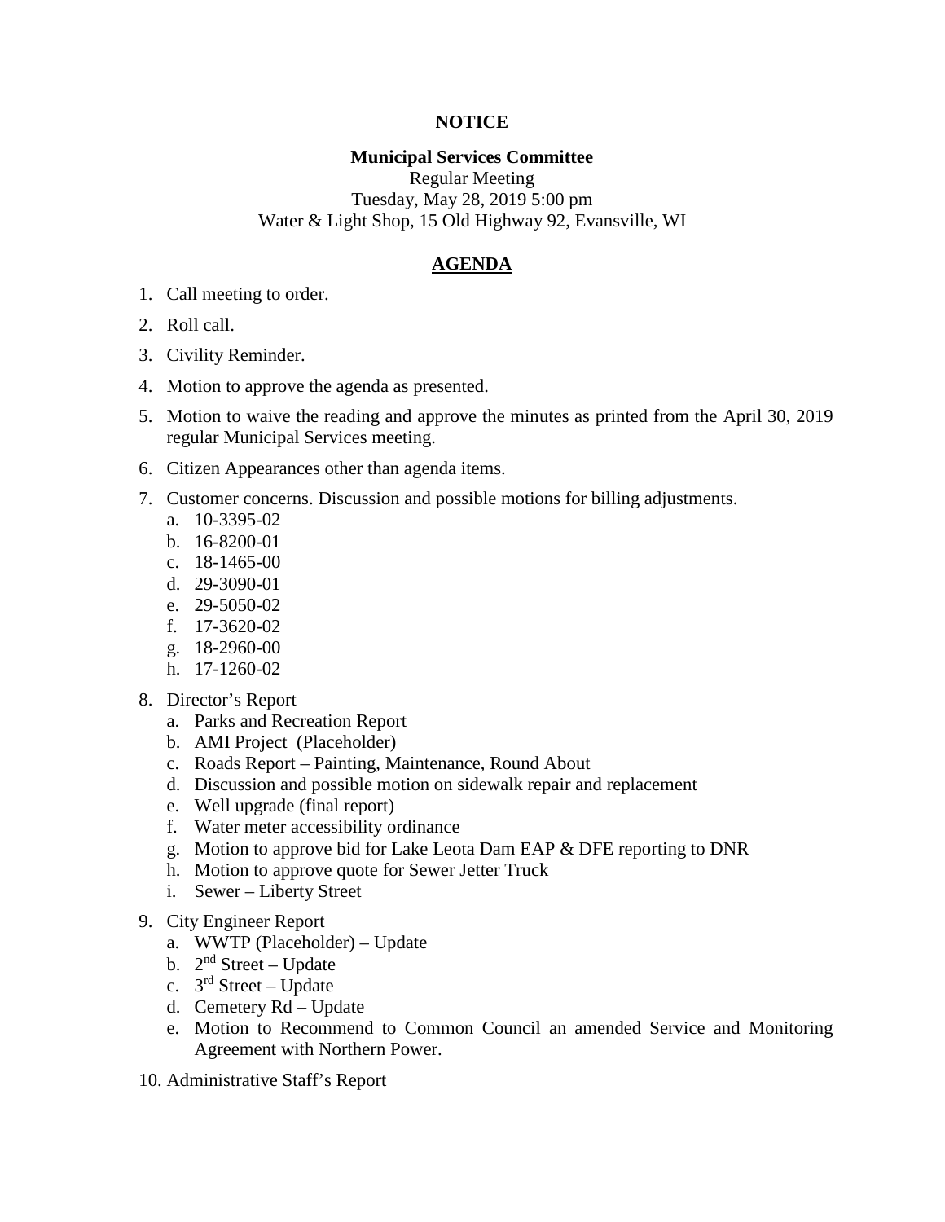**NOTICE**

**Municipal Services Committee**
Regular Meeting
Tuesday, May 28, 2019 5:00 pm
Water & Light Shop, 15 Old Highway 92, Evansville, WI

## AGENDA

1. Call meeting to order.
2. Roll call.
3. Civility Reminder.
4. Motion to approve the agenda as presented.
5. Motion to waive the reading and approve the minutes as printed from the April 30, 2019 regular Municipal Services meeting.
6. Citizen Appearances other than agenda items.
7. Customer concerns. Discussion and possible motions for billing adjustments.
   a. 10-3395-02
   b. 16-8200-01
   c. 18-1465-00
   d. 29-3090-01
   e. 29-5050-02
   f. 17-3620-02
   g. 18-2960-00
   h. 17-1260-02
8. Director's Report
   a. Parks and Recreation Report
   b. AMI Project (Placeholder)
   c. Roads Report – Painting, Maintenance, Round About
   d. Discussion and possible motion on sidewalk repair and replacement
   e. Well upgrade (final report)
   f. Water meter accessibility ordinance
   g. Motion to approve bid for Lake Leota Dam EAP & DFE reporting to DNR
   h. Motion to approve quote for Sewer Jetter Truck
   i. Sewer – Liberty Street
9. City Engineer Report
   a. WWTP (Placeholder) – Update
   b. 2nd Street – Update
   c. 3rd Street – Update
   d. Cemetery Rd – Update
   e. Motion to Recommend to Common Council an amended Service and Monitoring Agreement with Northern Power.
10. Administrative Staff's Report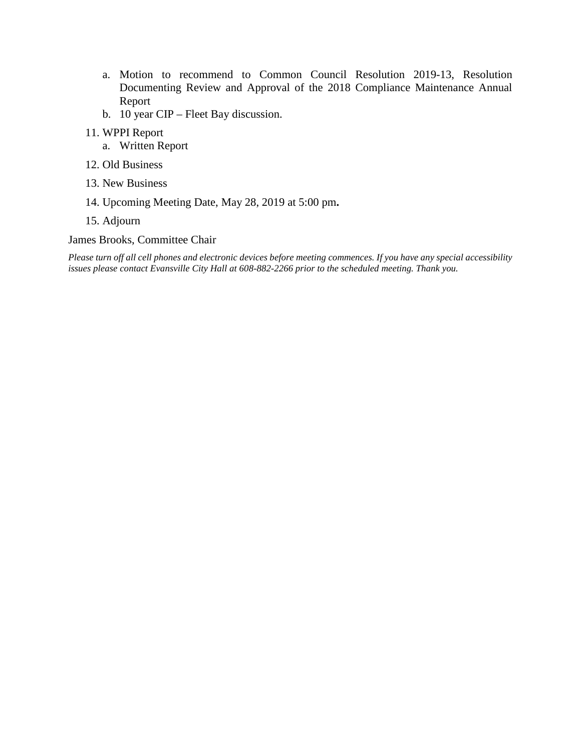a. Motion to recommend to Common Council Resolution 2019-13, Resolution Documenting Review and Approval of the 2018 Compliance Maintenance Annual Report
b. 10 year CIP – Fleet Bay discussion.

11. WPPI Report
    a. Written Report
12. Old Business
13. New Business
14. Upcoming Meeting Date, May 28, 2019 at 5:00 pm**.**
15. Adjourn

James Brooks, Committee Chair

*Please turn off all cell phones and electronic devices before meeting commences. If you have any special accessibility issues please contact Evansville City Hall at 608-882-2266 prior to the scheduled meeting. Thank you.*